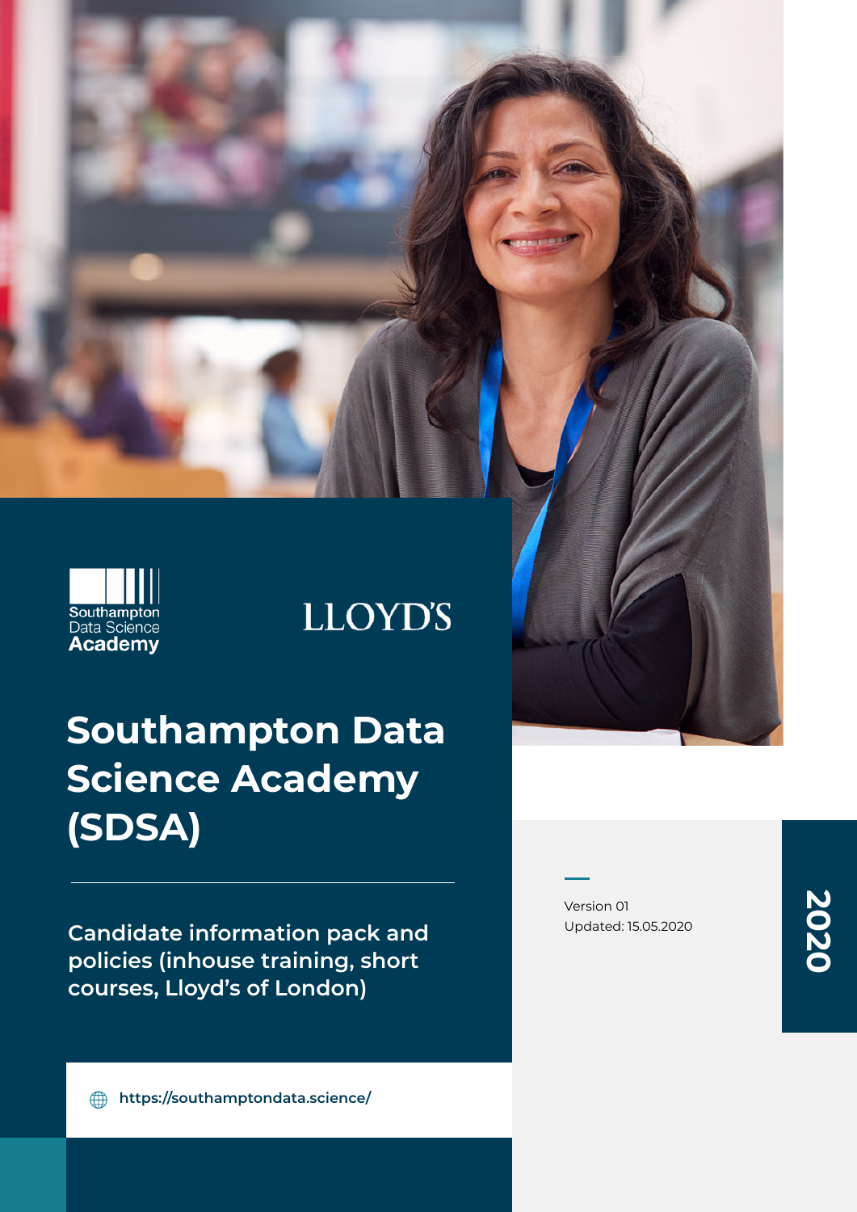Southampton Data Science Academy

LLOYD'S

# Southampton Data Science Academy (SDSA)

Candidate information pack and policies (inhouse training, short courses, Lloyd's of London)

https://southamptondata.science/

Version 01
Updated: 15.05.2020

2020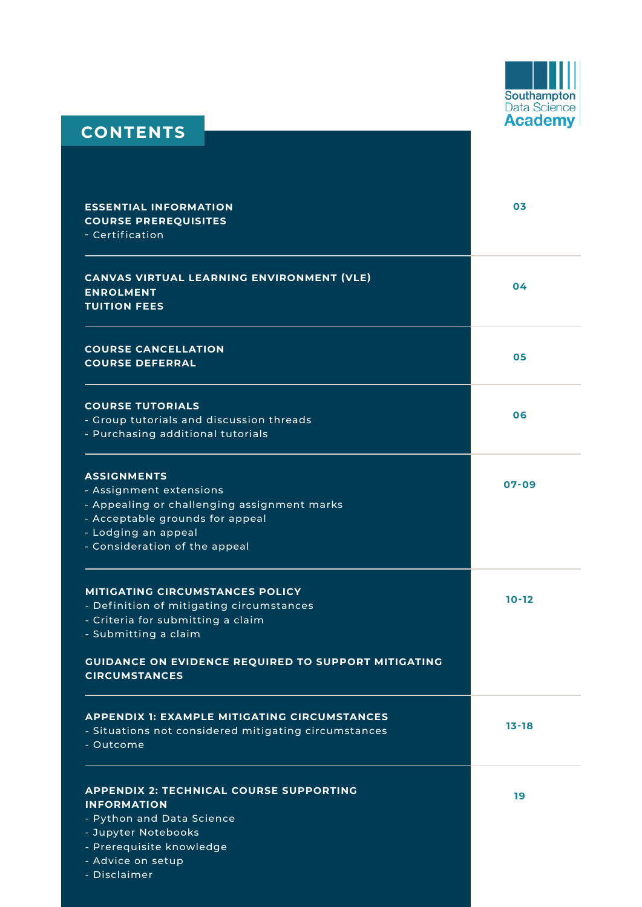Southampton Data Science Academy

# CONTENTS

| Section | Page |
| --- | --- |
| **ESSENTIAL INFORMATION**<br>**COURSE PREREQUISITES**<br>- Certification | 03 |
| **CANVAS VIRTUAL LEARNING ENVIRONMENT (VLE)**<br>**ENROLMENT**<br>**TUITION FEES** | 04 |
| **COURSE CANCELLATION**<br>**COURSE DEFERRAL** | 05 |
| **COURSE TUTORIALS**<br>- Group tutorials and discussion threads<br>- Purchasing additional tutorials | 06 |
| **ASSIGNMENTS**<br>- Assignment extensions<br>- Appealing or challenging assignment marks<br>- Acceptable grounds for appeal<br>- Lodging an appeal<br>- Consideration of the appeal | 07-09 |
| **MITIGATING CIRCUMSTANCES POLICY**<br>- Definition of mitigating circumstances<br>- Criteria for submitting a claim<br>- Submitting a claim<br><br>**GUIDANCE ON EVIDENCE REQUIRED TO SUPPORT MITIGATING CIRCUMSTANCES** | 10-12 |
| **APPENDIX 1: EXAMPLE MITIGATING CIRCUMSTANCES**<br>- Situations not considered mitigating circumstances<br>- Outcome | 13-18 |
| **APPENDIX 2: TECHNICAL COURSE SUPPORTING INFORMATION**<br>- Python and Data Science<br>- Jupyter Notebooks<br>- Prerequisite knowledge<br>- Advice on setup<br>- Disclaimer | 19 |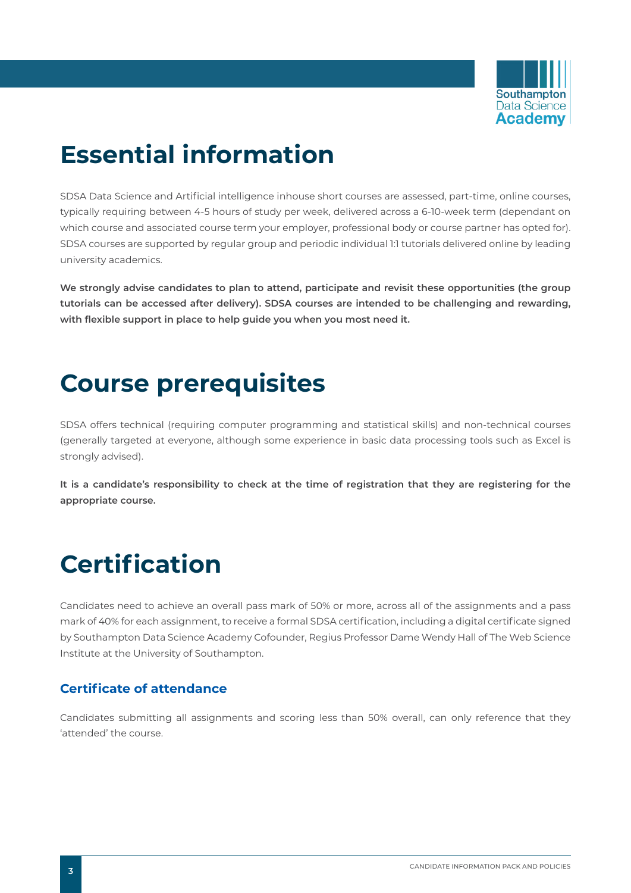# Essential information

SDSA Data Science and Artificial intelligence inhouse short courses are assessed, part-time, online courses, typically requiring between 4-5 hours of study per week, delivered across a 6-10-week term (dependant on which course and associated course term your employer, professional body or course partner has opted for). SDSA courses are supported by regular group and periodic individual 1:1 tutorials delivered online by leading university academics.

**We strongly advise candidates to plan to attend, participate and revisit these opportunities (the group tutorials can be accessed after delivery). SDSA courses are intended to be challenging and rewarding, with flexible support in place to help guide you when you most need it.**

# Course prerequisites

SDSA offers technical (requiring computer programming and statistical skills) and non-technical courses (generally targeted at everyone, although some experience in basic data processing tools such as Excel is strongly advised).

**It is a candidate's responsibility to check at the time of registration that they are registering for the appropriate course.**

# Certification

Candidates need to achieve an overall pass mark of 50% or more, across all of the assignments and a pass mark of 40% for each assignment, to receive a formal SDSA certification, including a digital certificate signed by Southampton Data Science Academy Cofounder, Regius Professor Dame Wendy Hall of The Web Science Institute at the University of Southampton.

## Certificate of attendance

Candidates submitting all assignments and scoring less than 50% overall, can only reference that they 'attended' the course.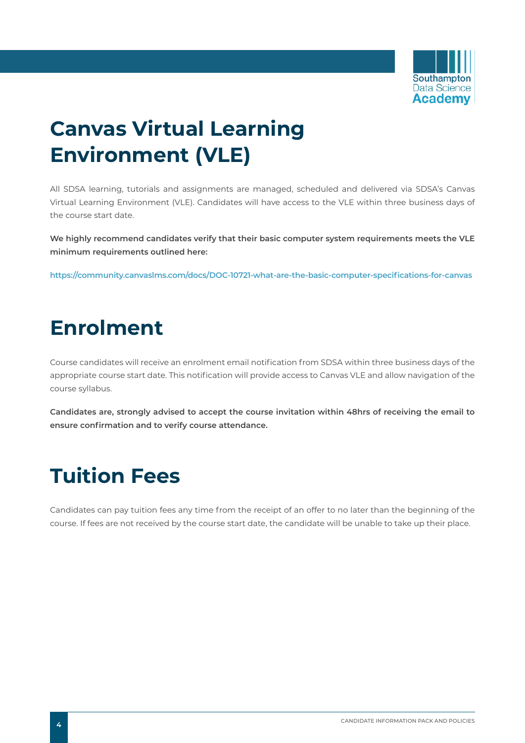# Canvas Virtual Learning Environment (VLE)

All SDSA learning, tutorials and assignments are managed, scheduled and delivered via SDSA's Canvas Virtual Learning Environment (VLE). Candidates will have access to the VLE within three business days of the course start date.

**We highly recommend candidates verify that their basic computer system requirements meets the VLE minimum requirements outlined here:**

**https://community.canvaslms.com/docs/DOC-10721-what-are-the-basic-computer-specifications-for-canvas**

# Enrolment

Course candidates will receive an enrolment email notification from SDSA within three business days of the appropriate course start date. This notification will provide access to Canvas VLE and allow navigation of the course syllabus.

**Candidates are, strongly advised to accept the course invitation within 48hrs of receiving the email to ensure confirmation and to verify course attendance.**

# Tuition Fees

Candidates can pay tuition fees any time from the receipt of an offer to no later than the beginning of the course. If fees are not received by the course start date, the candidate will be unable to take up their place.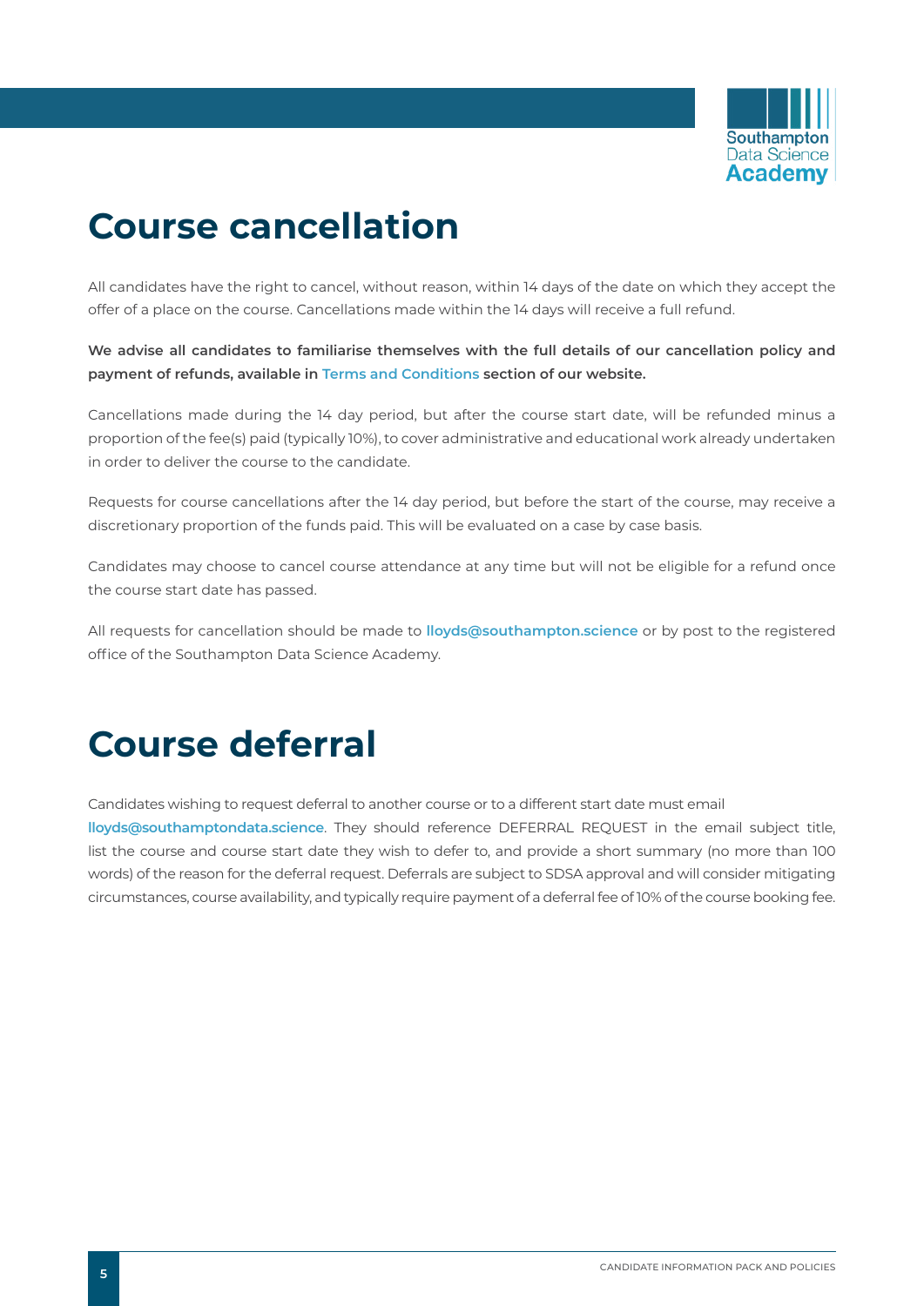# Course cancellation

All candidates have the right to cancel, without reason, within 14 days of the date on which they accept the offer of a place on the course. Cancellations made within the 14 days will receive a full refund.

**We advise all candidates to familiarise themselves with the full details of our cancellation policy and payment of refunds, available in Terms and Conditions section of our website.**

Cancellations made during the 14 day period, but after the course start date, will be refunded minus a proportion of the fee(s) paid (typically 10%), to cover administrative and educational work already undertaken in order to deliver the course to the candidate.

Requests for course cancellations after the 14 day period, but before the start of the course, may receive a discretionary proportion of the funds paid. This will be evaluated on a case by case basis.

Candidates may choose to cancel course attendance at any time but will not be eligible for a refund once the course start date has passed.

All requests for cancellation should be made to **lloyds@southampton.science** or by post to the registered office of the Southampton Data Science Academy.

# Course deferral

Candidates wishing to request deferral to another course or to a different start date must email **lloyds@southamptondata.science**. They should reference DEFERRAL REQUEST in the email subject title, list the course and course start date they wish to defer to, and provide a short summary (no more than 100 words) of the reason for the deferral request. Deferrals are subject to SDSA approval and will consider mitigating circumstances, course availability, and typically require payment of a deferral fee of 10% of the course booking fee.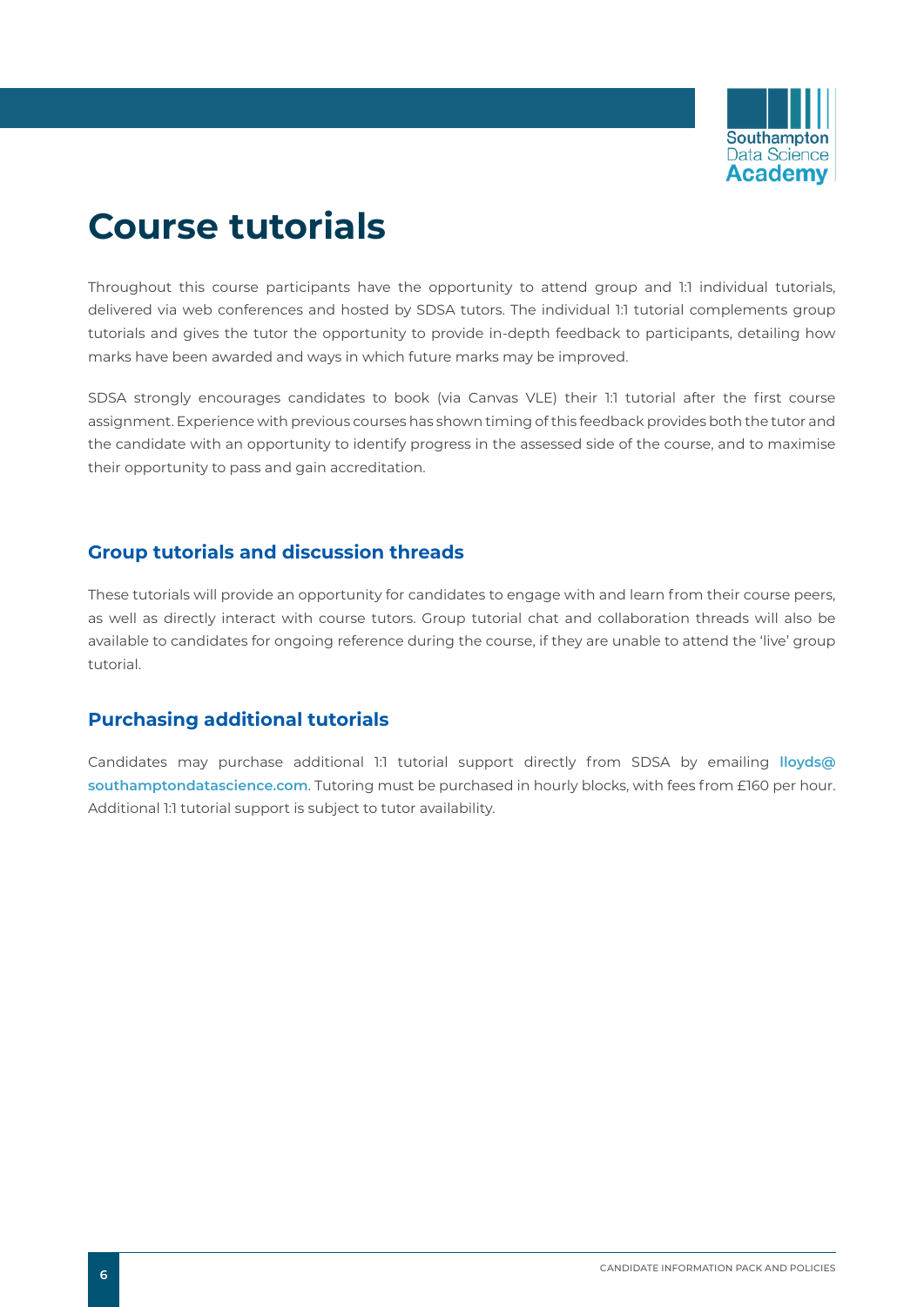# Course tutorials

Throughout this course participants have the opportunity to attend group and 1:1 individual tutorials, delivered via web conferences and hosted by SDSA tutors. The individual 1:1 tutorial complements group tutorials and gives the tutor the opportunity to provide in-depth feedback to participants, detailing how marks have been awarded and ways in which future marks may be improved.

SDSA strongly encourages candidates to book (via Canvas VLE) their 1:1 tutorial after the first course assignment. Experience with previous courses has shown timing of this feedback provides both the tutor and the candidate with an opportunity to identify progress in the assessed side of the course, and to maximise their opportunity to pass and gain accreditation.

## Group tutorials and discussion threads

These tutorials will provide an opportunity for candidates to engage with and learn from their course peers, as well as directly interact with course tutors. Group tutorial chat and collaboration threads will also be available to candidates for ongoing reference during the course, if they are unable to attend the 'live' group tutorial.

## Purchasing additional tutorials

Candidates may purchase additional 1:1 tutorial support directly from SDSA by emailing **lloyds@southamptondatascience.com**. Tutoring must be purchased in hourly blocks, with fees from £160 per hour. Additional 1:1 tutorial support is subject to tutor availability.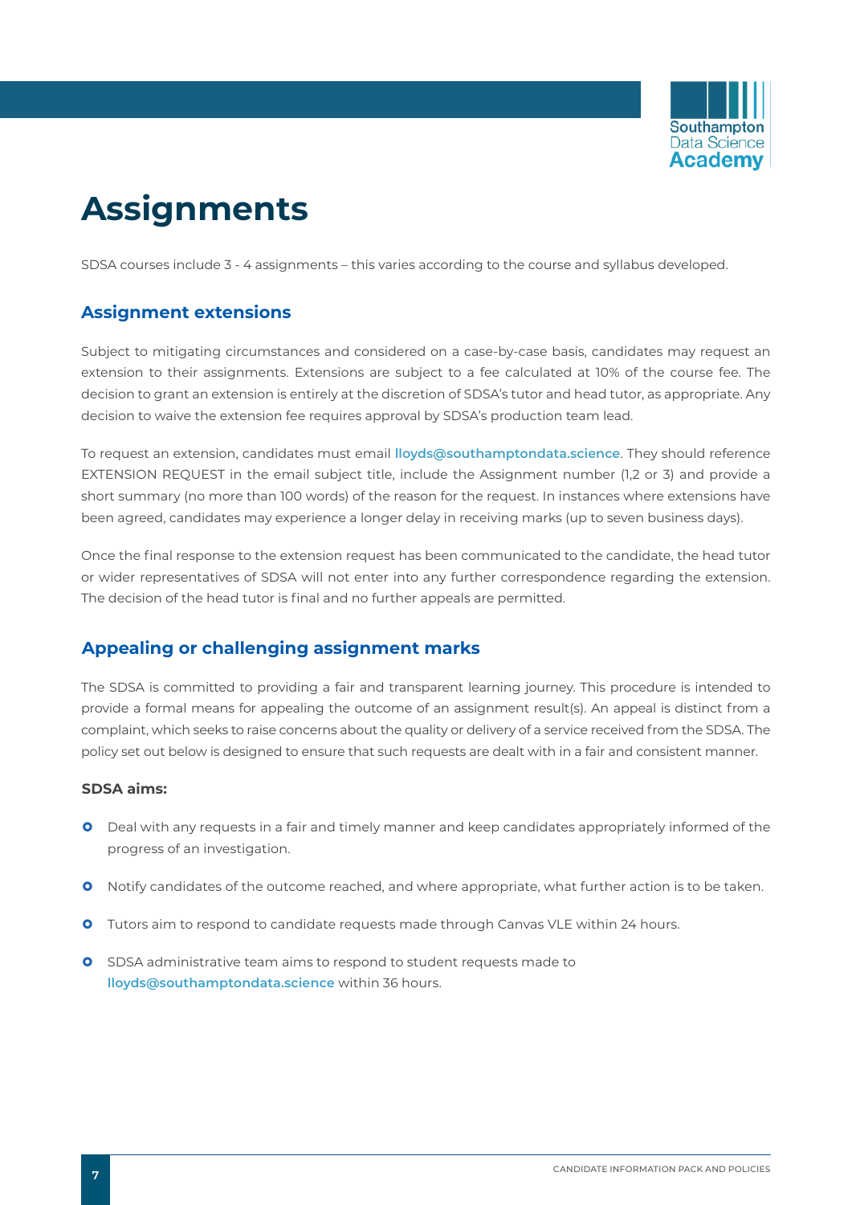# Assignments

SDSA courses include 3 - 4 assignments – this varies according to the course and syllabus developed.

## Assignment extensions

Subject to mitigating circumstances and considered on a case-by-case basis, candidates may request an extension to their assignments. Extensions are subject to a fee calculated at 10% of the course fee. The decision to grant an extension is entirely at the discretion of SDSA's tutor and head tutor, as appropriate. Any decision to waive the extension fee requires approval by SDSA's production team lead.

To request an extension, candidates must email **lloyds@southamptondata.science**. They should reference EXTENSION REQUEST in the email subject title, include the Assignment number (1,2 or 3) and provide a short summary (no more than 100 words) of the reason for the request. In instances where extensions have been agreed, candidates may experience a longer delay in receiving marks (up to seven business days).

Once the final response to the extension request has been communicated to the candidate, the head tutor or wider representatives of SDSA will not enter into any further correspondence regarding the extension. The decision of the head tutor is final and no further appeals are permitted.

## Appealing or challenging assignment marks

The SDSA is committed to providing a fair and transparent learning journey. This procedure is intended to provide a formal means for appealing the outcome of an assignment result(s). An appeal is distinct from a complaint, which seeks to raise concerns about the quality or delivery of a service received from the SDSA. The policy set out below is designed to ensure that such requests are dealt with in a fair and consistent manner.

**SDSA aims:**

- Deal with any requests in a fair and timely manner and keep candidates appropriately informed of the progress of an investigation.
- Notify candidates of the outcome reached, and where appropriate, what further action is to be taken.
- Tutors aim to respond to candidate requests made through Canvas VLE within 24 hours.
- SDSA administrative team aims to respond to student requests made to **lloyds@southamptondata.science** within 36 hours.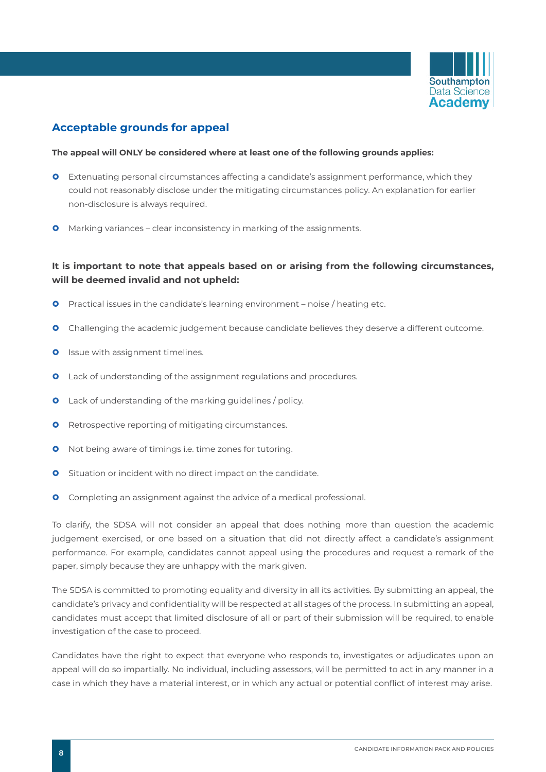## Acceptable grounds for appeal

**The appeal will ONLY be considered where at least one of the following grounds applies:**

- Extenuating personal circumstances affecting a candidate's assignment performance, which they could not reasonably disclose under the mitigating circumstances policy. An explanation for earlier non-disclosure is always required.
- Marking variances – clear inconsistency in marking of the assignments.

**It is important to note that appeals based on or arising from the following circumstances, will be deemed invalid and not upheld:**

- Practical issues in the candidate's learning environment – noise / heating etc.
- Challenging the academic judgement because candidate believes they deserve a different outcome.
- Issue with assignment timelines.
- Lack of understanding of the assignment regulations and procedures.
- Lack of understanding of the marking guidelines / policy.
- Retrospective reporting of mitigating circumstances.
- Not being aware of timings i.e. time zones for tutoring.
- Situation or incident with no direct impact on the candidate.
- Completing an assignment against the advice of a medical professional.

To clarify, the SDSA will not consider an appeal that does nothing more than question the academic judgement exercised, or one based on a situation that did not directly affect a candidate's assignment performance. For example, candidates cannot appeal using the procedures and request a remark of the paper, simply because they are unhappy with the mark given.

The SDSA is committed to promoting equality and diversity in all its activities. By submitting an appeal, the candidate's privacy and confidentiality will be respected at all stages of the process. In submitting an appeal, candidates must accept that limited disclosure of all or part of their submission will be required, to enable investigation of the case to proceed.

Candidates have the right to expect that everyone who responds to, investigates or adjudicates upon an appeal will do so impartially. No individual, including assessors, will be permitted to act in any manner in a case in which they have a material interest, or in which any actual or potential conflict of interest may arise.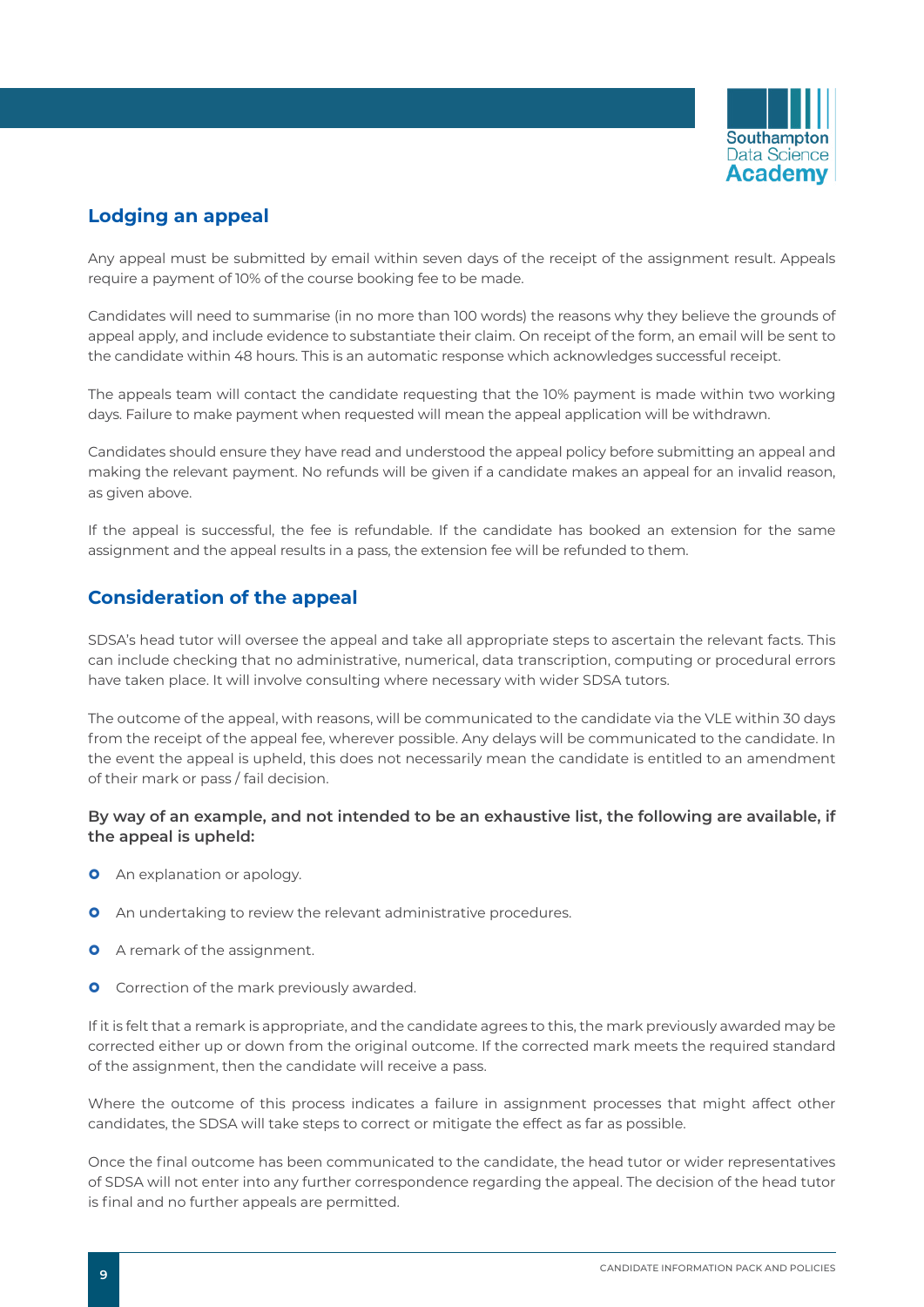## Lodging an appeal

Any appeal must be submitted by email within seven days of the receipt of the assignment result. Appeals require a payment of 10% of the course booking fee to be made.

Candidates will need to summarise (in no more than 100 words) the reasons why they believe the grounds of appeal apply, and include evidence to substantiate their claim. On receipt of the form, an email will be sent to the candidate within 48 hours. This is an automatic response which acknowledges successful receipt.

The appeals team will contact the candidate requesting that the 10% payment is made within two working days. Failure to make payment when requested will mean the appeal application will be withdrawn.

Candidates should ensure they have read and understood the appeal policy before submitting an appeal and making the relevant payment. No refunds will be given if a candidate makes an appeal for an invalid reason, as given above.

If the appeal is successful, the fee is refundable. If the candidate has booked an extension for the same assignment and the appeal results in a pass, the extension fee will be refunded to them.

## Consideration of the appeal

SDSA's head tutor will oversee the appeal and take all appropriate steps to ascertain the relevant facts. This can include checking that no administrative, numerical, data transcription, computing or procedural errors have taken place. It will involve consulting where necessary with wider SDSA tutors.

The outcome of the appeal, with reasons, will be communicated to the candidate via the VLE within 30 days from the receipt of the appeal fee, wherever possible. Any delays will be communicated to the candidate. In the event the appeal is upheld, this does not necessarily mean the candidate is entitled to an amendment of their mark or pass / fail decision.

**By way of an example, and not intended to be an exhaustive list, the following are available, if the appeal is upheld:**

- An explanation or apology.
- An undertaking to review the relevant administrative procedures.
- A remark of the assignment.
- Correction of the mark previously awarded.

If it is felt that a remark is appropriate, and the candidate agrees to this, the mark previously awarded may be corrected either up or down from the original outcome. If the corrected mark meets the required standard of the assignment, then the candidate will receive a pass.

Where the outcome of this process indicates a failure in assignment processes that might affect other candidates, the SDSA will take steps to correct or mitigate the effect as far as possible.

Once the final outcome has been communicated to the candidate, the head tutor or wider representatives of SDSA will not enter into any further correspondence regarding the appeal. The decision of the head tutor is final and no further appeals are permitted.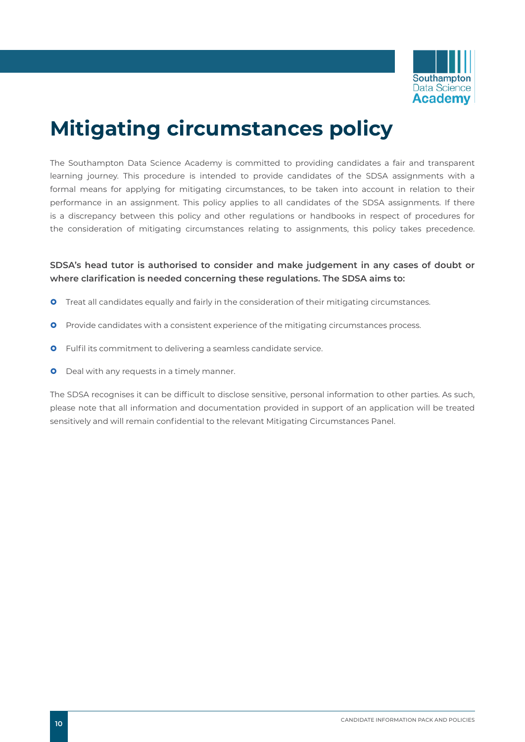# Mitigating circumstances policy

The Southampton Data Science Academy is committed to providing candidates a fair and transparent learning journey. This procedure is intended to provide candidates of the SDSA assignments with a formal means for applying for mitigating circumstances, to be taken into account in relation to their performance in an assignment. This policy applies to all candidates of the SDSA assignments. If there is a discrepancy between this policy and other regulations or handbooks in respect of procedures for the consideration of mitigating circumstances relating to assignments, this policy takes precedence.

**SDSA's head tutor is authorised to consider and make judgement in any cases of doubt or where clarification is needed concerning these regulations. The SDSA aims to:**

- Treat all candidates equally and fairly in the consideration of their mitigating circumstances.
- Provide candidates with a consistent experience of the mitigating circumstances process.
- Fulfil its commitment to delivering a seamless candidate service.
- Deal with any requests in a timely manner.

The SDSA recognises it can be difficult to disclose sensitive, personal information to other parties. As such, please note that all information and documentation provided in support of an application will be treated sensitively and will remain confidential to the relevant Mitigating Circumstances Panel.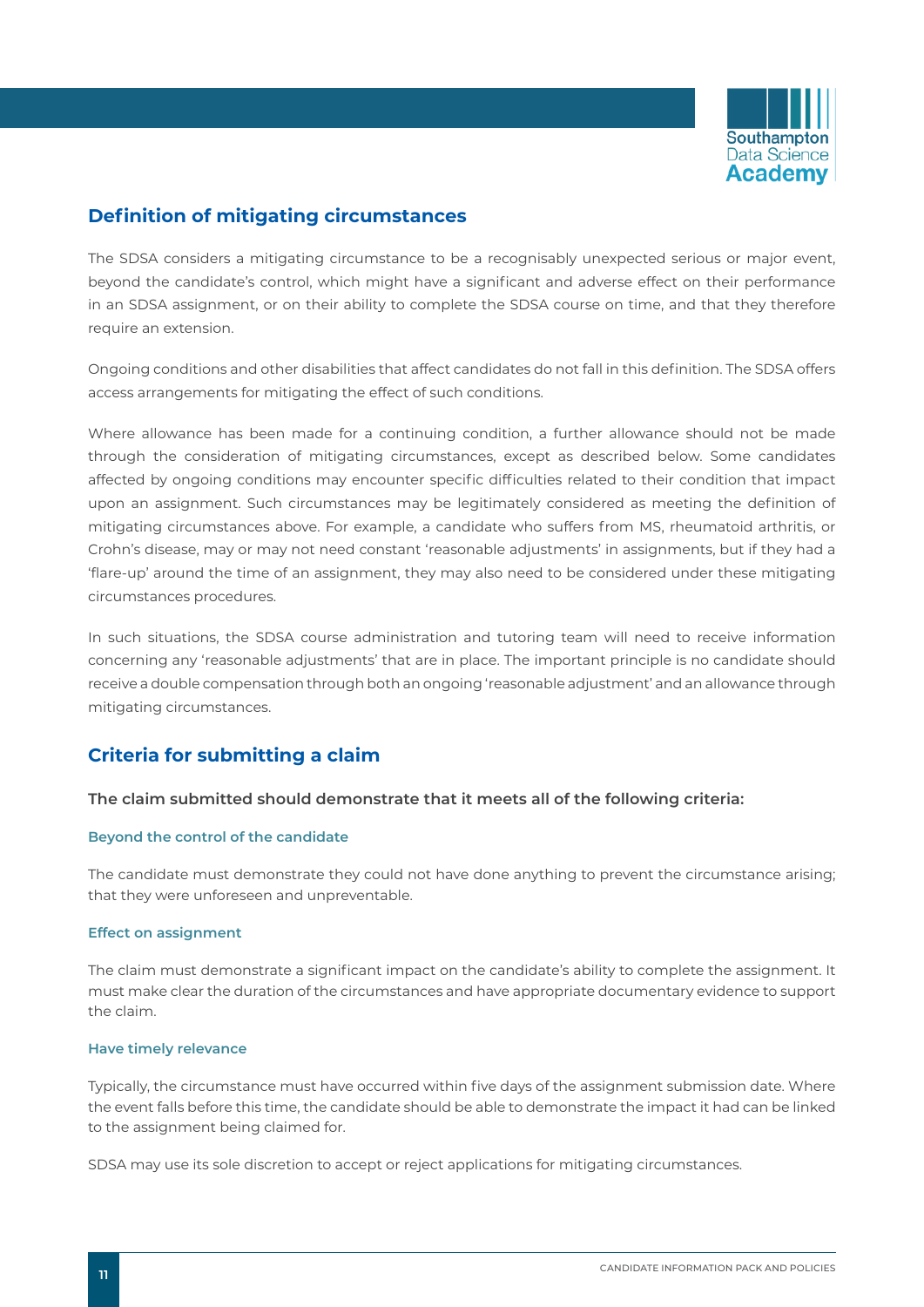## Definition of mitigating circumstances

The SDSA considers a mitigating circumstance to be a recognisably unexpected serious or major event, beyond the candidate's control, which might have a significant and adverse effect on their performance in an SDSA assignment, or on their ability to complete the SDSA course on time, and that they therefore require an extension.

Ongoing conditions and other disabilities that affect candidates do not fall in this definition. The SDSA offers access arrangements for mitigating the effect of such conditions.

Where allowance has been made for a continuing condition, a further allowance should not be made through the consideration of mitigating circumstances, except as described below. Some candidates affected by ongoing conditions may encounter specific difficulties related to their condition that impact upon an assignment. Such circumstances may be legitimately considered as meeting the definition of mitigating circumstances above. For example, a candidate who suffers from MS, rheumatoid arthritis, or Crohn's disease, may or may not need constant 'reasonable adjustments' in assignments, but if they had a 'flare-up' around the time of an assignment, they may also need to be considered under these mitigating circumstances procedures.

In such situations, the SDSA course administration and tutoring team will need to receive information concerning any 'reasonable adjustments' that are in place. The important principle is no candidate should receive a double compensation through both an ongoing 'reasonable adjustment' and an allowance through mitigating circumstances.

## Criteria for submitting a claim

**The claim submitted should demonstrate that it meets all of the following criteria:**

#### Beyond the control of the candidate

The candidate must demonstrate they could not have done anything to prevent the circumstance arising; that they were unforeseen and unpreventable.

#### Effect on assignment

The claim must demonstrate a significant impact on the candidate's ability to complete the assignment. It must make clear the duration of the circumstances and have appropriate documentary evidence to support the claim.

#### Have timely relevance

Typically, the circumstance must have occurred within five days of the assignment submission date. Where the event falls before this time, the candidate should be able to demonstrate the impact it had can be linked to the assignment being claimed for.

SDSA may use its sole discretion to accept or reject applications for mitigating circumstances.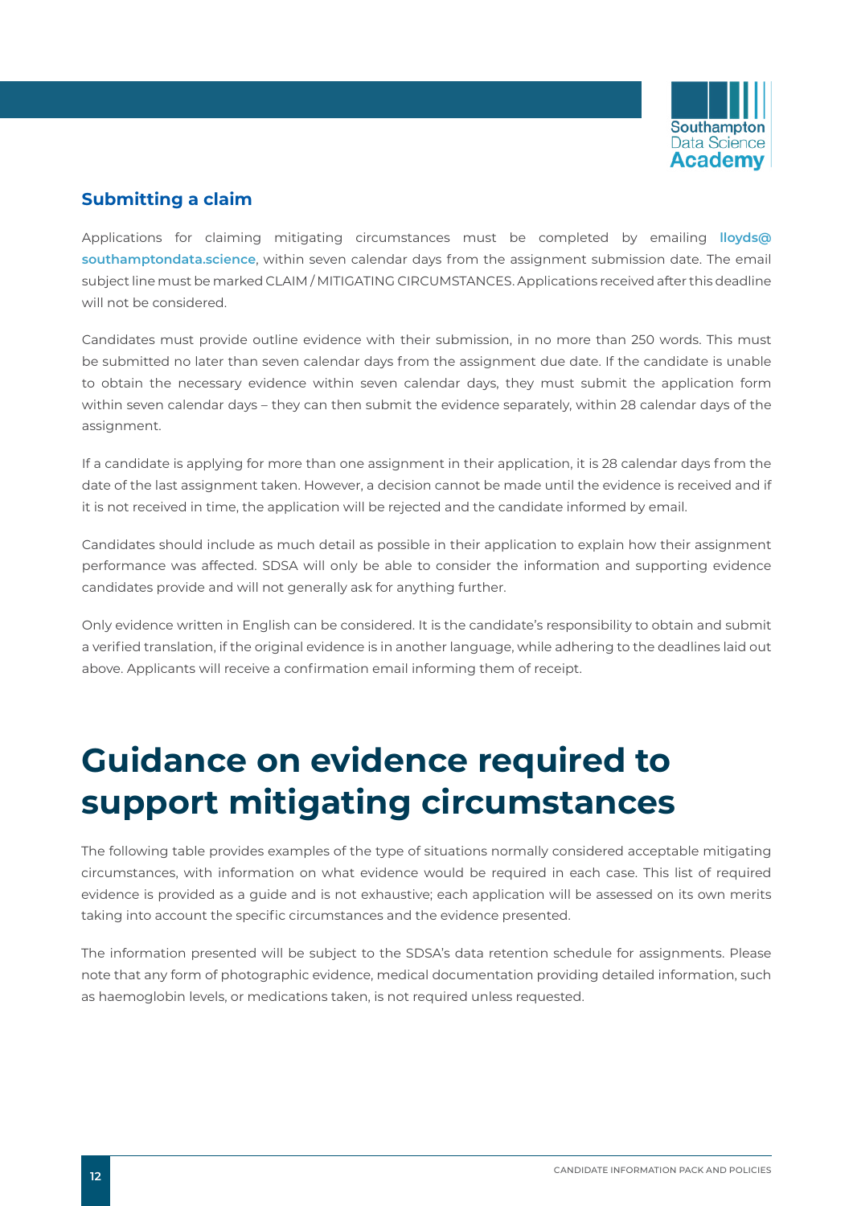### Submitting a claim

Applications for claiming mitigating circumstances must be completed by emailing **lloyds@southamptondata.science**, within seven calendar days from the assignment submission date. The email subject line must be marked CLAIM / MITIGATING CIRCUMSTANCES. Applications received after this deadline will not be considered.

Candidates must provide outline evidence with their submission, in no more than 250 words. This must be submitted no later than seven calendar days from the assignment due date. If the candidate is unable to obtain the necessary evidence within seven calendar days, they must submit the application form within seven calendar days – they can then submit the evidence separately, within 28 calendar days of the assignment.

If a candidate is applying for more than one assignment in their application, it is 28 calendar days from the date of the last assignment taken. However, a decision cannot be made until the evidence is received and if it is not received in time, the application will be rejected and the candidate informed by email.

Candidates should include as much detail as possible in their application to explain how their assignment performance was affected. SDSA will only be able to consider the information and supporting evidence candidates provide and will not generally ask for anything further.

Only evidence written in English can be considered. It is the candidate's responsibility to obtain and submit a verified translation, if the original evidence is in another language, while adhering to the deadlines laid out above. Applicants will receive a confirmation email informing them of receipt.

# Guidance on evidence required to support mitigating circumstances

The following table provides examples of the type of situations normally considered acceptable mitigating circumstances, with information on what evidence would be required in each case. This list of required evidence is provided as a guide and is not exhaustive; each application will be assessed on its own merits taking into account the specific circumstances and the evidence presented.

The information presented will be subject to the SDSA's data retention schedule for assignments. Please note that any form of photographic evidence, medical documentation providing detailed information, such as haemoglobin levels, or medications taken, is not required unless requested.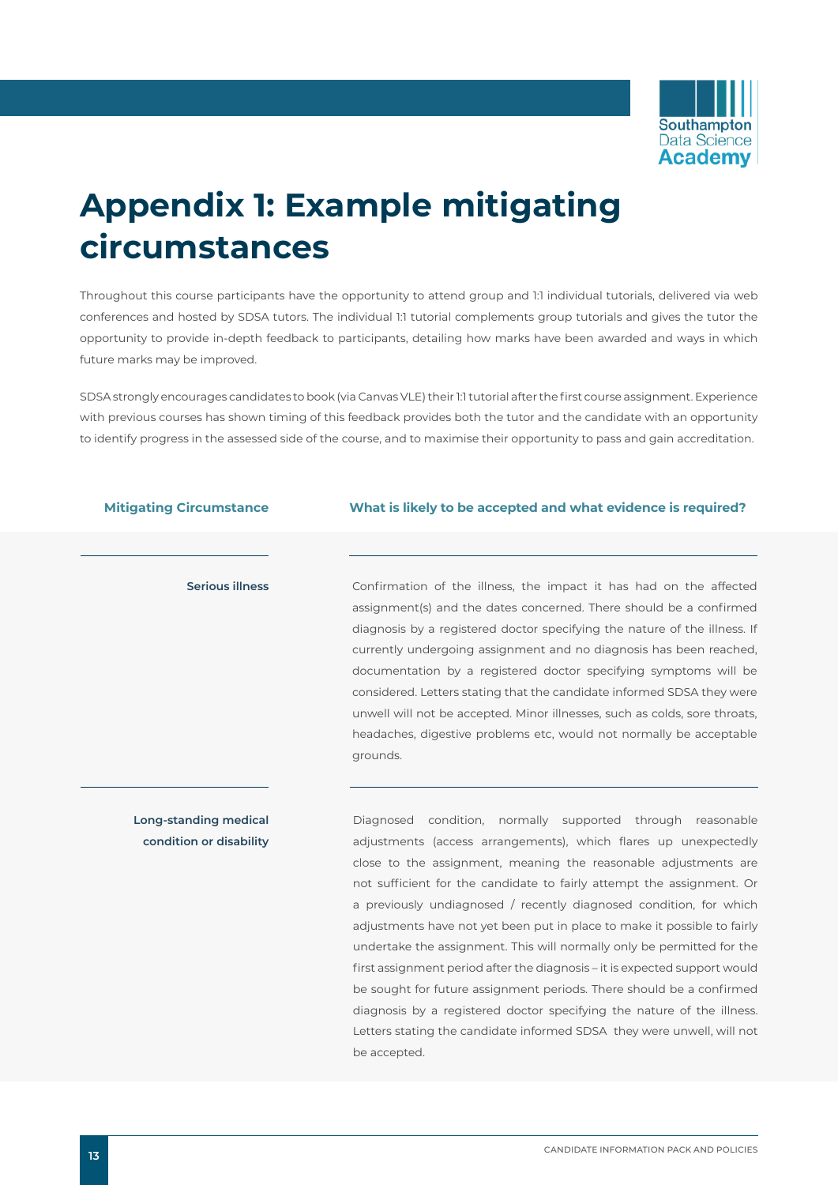# Appendix 1: Example mitigating circumstances

Throughout this course participants have the opportunity to attend group and 1:1 individual tutorials, delivered via web conferences and hosted by SDSA tutors. The individual 1:1 tutorial complements group tutorials and gives the tutor the opportunity to provide in-depth feedback to participants, detailing how marks have been awarded and ways in which future marks may be improved.

SDSA strongly encourages candidates to book (via Canvas VLE) their 1:1 tutorial after the first course assignment. Experience with previous courses has shown timing of this feedback provides both the tutor and the candidate with an opportunity to identify progress in the assessed side of the course, and to maximise their opportunity to pass and gain accreditation.

| Mitigating Circumstance | What is likely to be accepted and what evidence is required? |
| --- | --- |
| **Serious illness** | Confirmation of the illness, the impact it has had on the affected assignment(s) and the dates concerned. There should be a confirmed diagnosis by a registered doctor specifying the nature of the illness. If currently undergoing assignment and no diagnosis has been reached, documentation by a registered doctor specifying symptoms will be considered. Letters stating that the candidate informed SDSA they were unwell will not be accepted. Minor illnesses, such as colds, sore throats, headaches, digestive problems etc, would not normally be acceptable grounds. |
| **Long-standing medical condition or disability** | Diagnosed condition, normally supported through reasonable adjustments (access arrangements), which flares up unexpectedly close to the assignment, meaning the reasonable adjustments are not sufficient for the candidate to fairly attempt the assignment. Or a previously undiagnosed / recently diagnosed condition, for which adjustments have not yet been put in place to make it possible to fairly undertake the assignment. This will normally only be permitted for the first assignment period after the diagnosis – it is expected support would be sought for future assignment periods. There should be a confirmed diagnosis by a registered doctor specifying the nature of the illness. Letters stating the candidate informed SDSA they were unwell, will not be accepted. |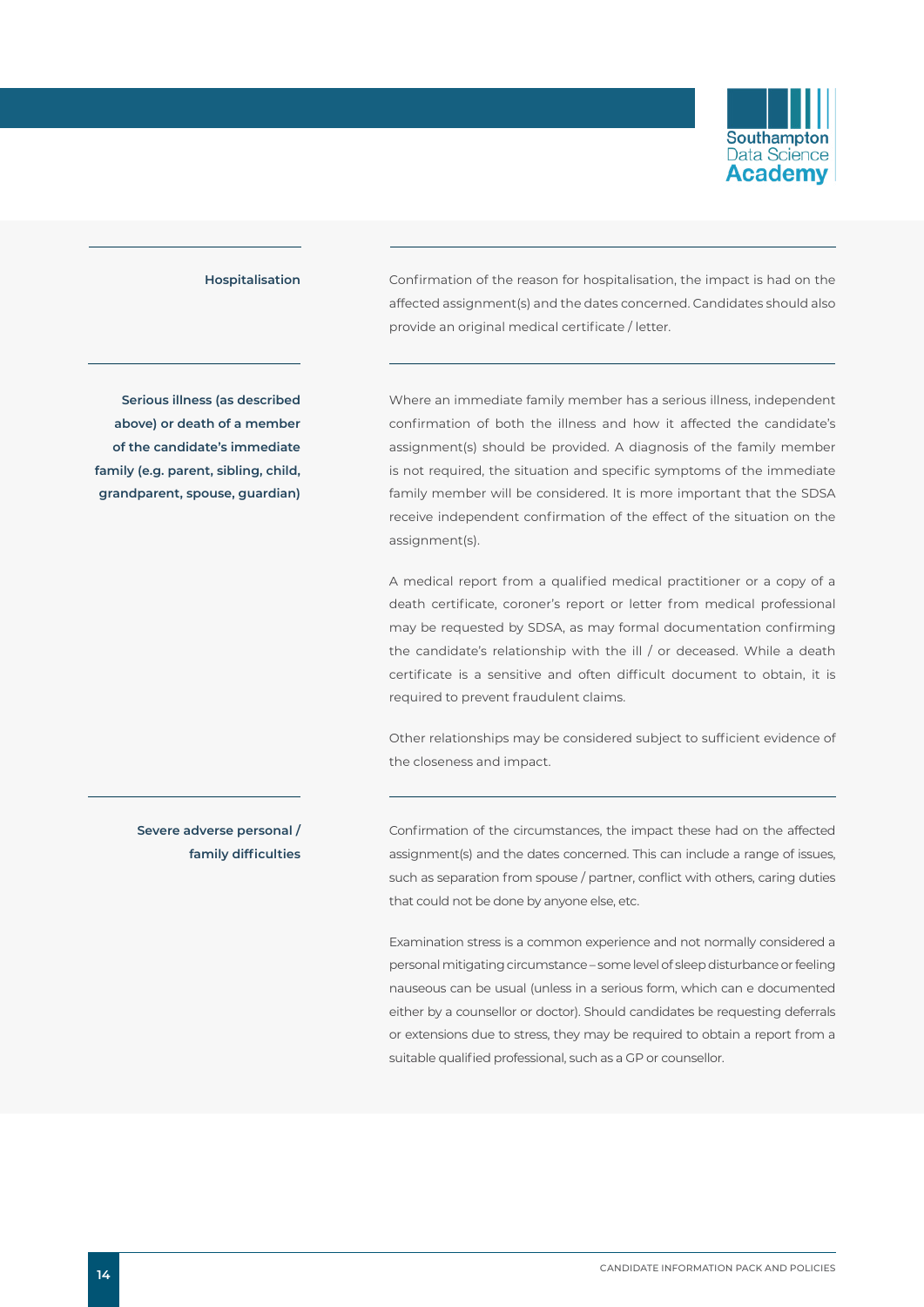| | |
|---|---|
| **Hospitalisation** | Confirmation of the reason for hospitalisation, the impact is had on the affected assignment(s) and the dates concerned. Candidates should also provide an original medical certificate / letter. |
| **Serious illness (as described above) or death of a member of the candidate's immediate family (e.g. parent, sibling, child, grandparent, spouse, guardian)** | Where an immediate family member has a serious illness, independent confirmation of both the illness and how it affected the candidate's assignment(s) should be provided. A diagnosis of the family member is not required, the situation and specific symptoms of the immediate family member will be considered. It is more important that the SDSA receive independent confirmation of the effect of the situation on the assignment(s).<br><br>A medical report from a qualified medical practitioner or a copy of a death certificate, coroner's report or letter from medical professional may be requested by SDSA, as may formal documentation confirming the candidate's relationship with the ill / or deceased. While a death certificate is a sensitive and often difficult document to obtain, it is required to prevent fraudulent claims.<br><br>Other relationships may be considered subject to sufficient evidence of the closeness and impact. |
| **Severe adverse personal / family difficulties** | Confirmation of the circumstances, the impact these had on the affected assignment(s) and the dates concerned. This can include a range of issues, such as separation from spouse / partner, conflict with others, caring duties that could not be done by anyone else, etc.<br><br>Examination stress is a common experience and not normally considered a personal mitigating circumstance – some level of sleep disturbance or feeling nauseous can be usual (unless in a serious form, which can e documented either by a counsellor or doctor). Should candidates be requesting deferrals or extensions due to stress, they may be required to obtain a report from a suitable qualified professional, such as a GP or counsellor. |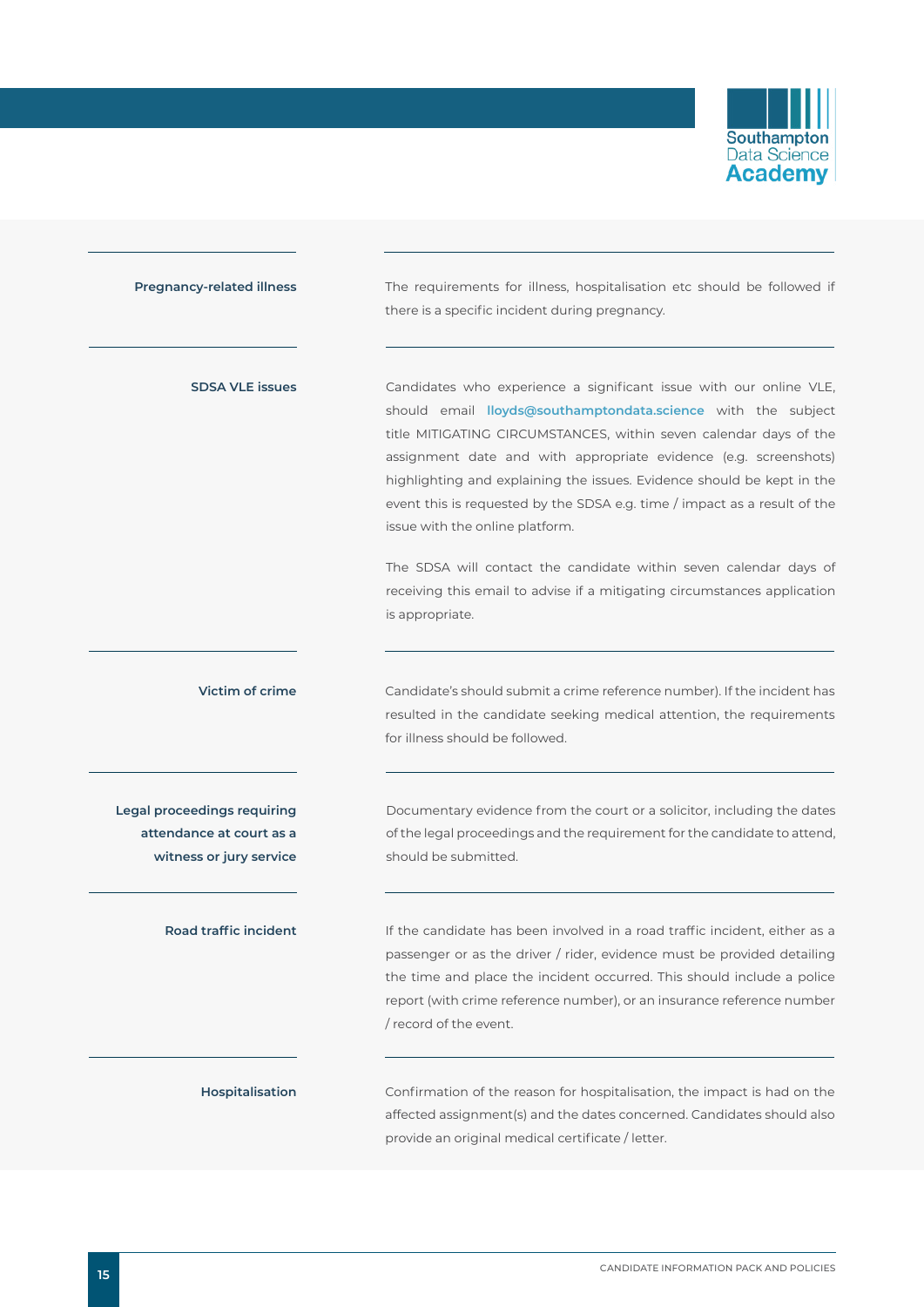| | |
|---|---|
| **Pregnancy-related illness** | The requirements for illness, hospitalisation etc should be followed if there is a specific incident during pregnancy. |
| **SDSA VLE issues** | Candidates who experience a significant issue with our online VLE, should email **lloyds@southamptondata.science** with the subject title MITIGATING CIRCUMSTANCES, within seven calendar days of the assignment date and with appropriate evidence (e.g. screenshots) highlighting and explaining the issues. Evidence should be kept in the event this is requested by the SDSA e.g. time / impact as a result of the issue with the online platform.<br><br>The SDSA will contact the candidate within seven calendar days of receiving this email to advise if a mitigating circumstances application is appropriate. |
| **Victim of crime** | Candidate's should submit a crime reference number). If the incident has resulted in the candidate seeking medical attention, the requirements for illness should be followed. |
| **Legal proceedings requiring attendance at court as a witness or jury service** | Documentary evidence from the court or a solicitor, including the dates of the legal proceedings and the requirement for the candidate to attend, should be submitted. |
| **Road traffic incident** | If the candidate has been involved in a road traffic incident, either as a passenger or as the driver / rider, evidence must be provided detailing the time and place the incident occurred. This should include a police report (with crime reference number), or an insurance reference number / record of the event. |
| **Hospitalisation** | Confirmation of the reason for hospitalisation, the impact is had on the affected assignment(s) and the dates concerned. Candidates should also provide an original medical certificate / letter. |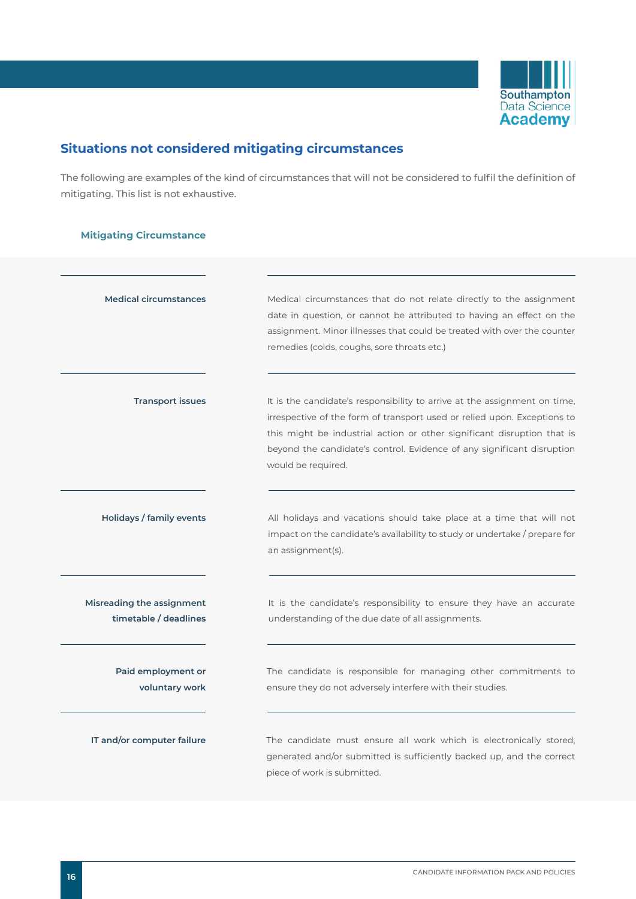## Situations not considered mitigating circumstances

The following are examples of the kind of circumstances that will not be considered to fulfil the definition of mitigating. This list is not exhaustive.

| Mitigating Circumstance | |
|---|---|
| **Medical circumstances** | Medical circumstances that do not relate directly to the assignment date in question, or cannot be attributed to having an effect on the assignment. Minor illnesses that could be treated with over the counter remedies (colds, coughs, sore throats etc.) |
| **Transport issues** | It is the candidate's responsibility to arrive at the assignment on time, irrespective of the form of transport used or relied upon. Exceptions to this might be industrial action or other significant disruption that is beyond the candidate's control. Evidence of any significant disruption would be required. |
| **Holidays / family events** | All holidays and vacations should take place at a time that will not impact on the candidate's availability to study or undertake / prepare for an assignment(s). |
| **Misreading the assignment timetable / deadlines** | It is the candidate's responsibility to ensure they have an accurate understanding of the due date of all assignments. |
| **Paid employment or voluntary work** | The candidate is responsible for managing other commitments to ensure they do not adversely interfere with their studies. |
| **IT and/or computer failure** | The candidate must ensure all work which is electronically stored, generated and/or submitted is sufficiently backed up, and the correct piece of work is submitted. |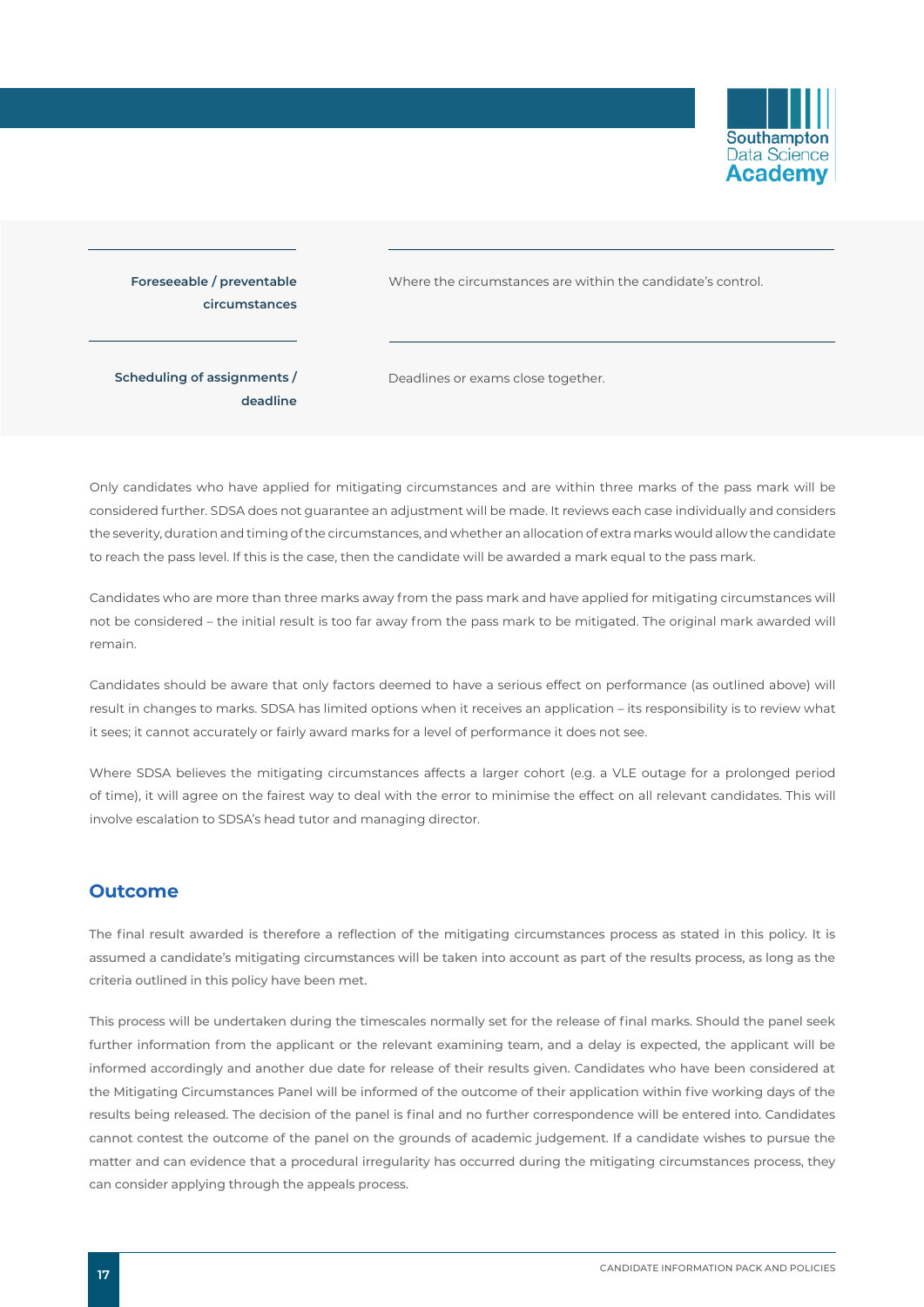| | |
|---|---|
| **Foreseeable / preventable circumstances** | Where the circumstances are within the candidate's control. |
| **Scheduling of assignments / deadline** | Deadlines or exams close together. |

Only candidates who have applied for mitigating circumstances and are within three marks of the pass mark will be considered further. SDSA does not guarantee an adjustment will be made. It reviews each case individually and considers the severity, duration and timing of the circumstances, and whether an allocation of extra marks would allow the candidate to reach the pass level. If this is the case, then the candidate will be awarded a mark equal to the pass mark.

Candidates who are more than three marks away from the pass mark and have applied for mitigating circumstances will not be considered – the initial result is too far away from the pass mark to be mitigated. The original mark awarded will remain.

Candidates should be aware that only factors deemed to have a serious effect on performance (as outlined above) will result in changes to marks. SDSA has limited options when it receives an application – its responsibility is to review what it sees; it cannot accurately or fairly award marks for a level of performance it does not see.

Where SDSA believes the mitigating circumstances affects a larger cohort (e.g. a VLE outage for a prolonged period of time), it will agree on the fairest way to deal with the error to minimise the effect on all relevant candidates. This will involve escalation to SDSA's head tutor and managing director.

## Outcome

The final result awarded is therefore a reflection of the mitigating circumstances process as stated in this policy. It is assumed a candidate's mitigating circumstances will be taken into account as part of the results process, as long as the criteria outlined in this policy have been met.

This process will be undertaken during the timescales normally set for the release of final marks. Should the panel seek further information from the applicant or the relevant examining team, and a delay is expected, the applicant will be informed accordingly and another due date for release of their results given. Candidates who have been considered at the Mitigating Circumstances Panel will be informed of the outcome of their application within five working days of the results being released. The decision of the panel is final and no further correspondence will be entered into. Candidates cannot contest the outcome of the panel on the grounds of academic judgement. If a candidate wishes to pursue the matter and can evidence that a procedural irregularity has occurred during the mitigating circumstances process, they can consider applying through the appeals process.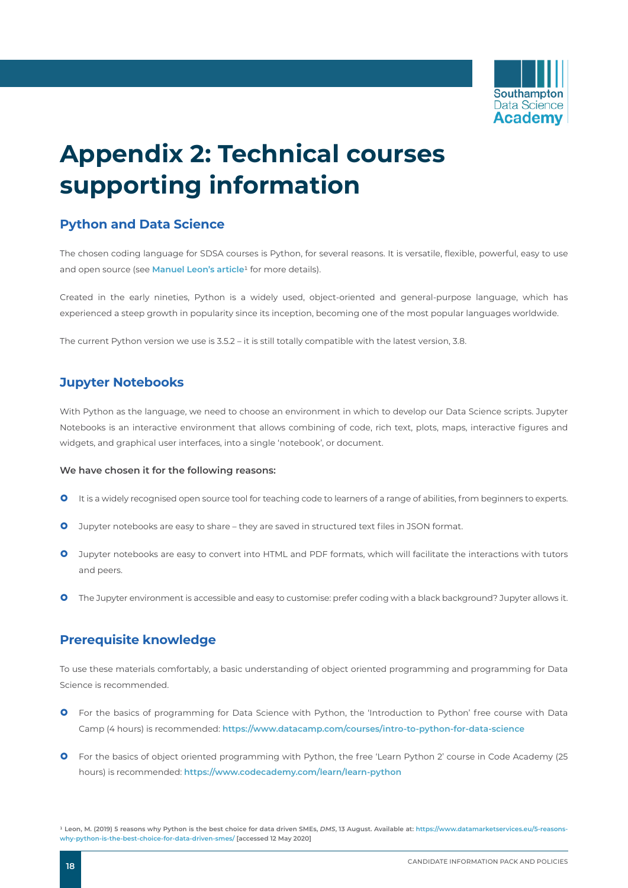# Appendix 2: Technical courses supporting information

## Python and Data Science

The chosen coding language for SDSA courses is Python, for several reasons. It is versatile, flexible, powerful, easy to use and open source (see **Manuel Leon's article**[1] for more details).

Created in the early nineties, Python is a widely used, object-oriented and general-purpose language, which has experienced a steep growth in popularity since its inception, becoming one of the most popular languages worldwide.

The current Python version we use is 3.5.2 – it is still totally compatible with the latest version, 3.8.

## Jupyter Notebooks

With Python as the language, we need to choose an environment in which to develop our Data Science scripts. Jupyter Notebooks is an interactive environment that allows combining of code, rich text, plots, maps, interactive figures and widgets, and graphical user interfaces, into a single 'notebook', or document.

**We have chosen it for the following reasons:**

- It is a widely recognised open source tool for teaching code to learners of a range of abilities, from beginners to experts.
- Jupyter notebooks are easy to share – they are saved in structured text files in JSON format.
- Jupyter notebooks are easy to convert into HTML and PDF formats, which will facilitate the interactions with tutors and peers.
- The Jupyter environment is accessible and easy to customise: prefer coding with a black background? Jupyter allows it.

## Prerequisite knowledge

To use these materials comfortably, a basic understanding of object oriented programming and programming for Data Science is recommended.

- For the basics of programming for Data Science with Python, the 'Introduction to Python' free course with Data Camp (4 hours) is recommended: **https://www.datacamp.com/courses/intro-to-python-for-data-science**
- For the basics of object oriented programming with Python, the free 'Learn Python 2' course in Code Academy (25 hours) is recommended: **https://www.codecademy.com/learn/learn-python**

[1] **Leon, M. (2019) 5 reasons why Python is the best choice for data driven SMEs, *DMS*, 13 August. Available at: https://www.datamarketservices.eu/5-reasons-why-python-is-the-best-choice-for-data-driven-smes/ [accessed 12 May 2020]**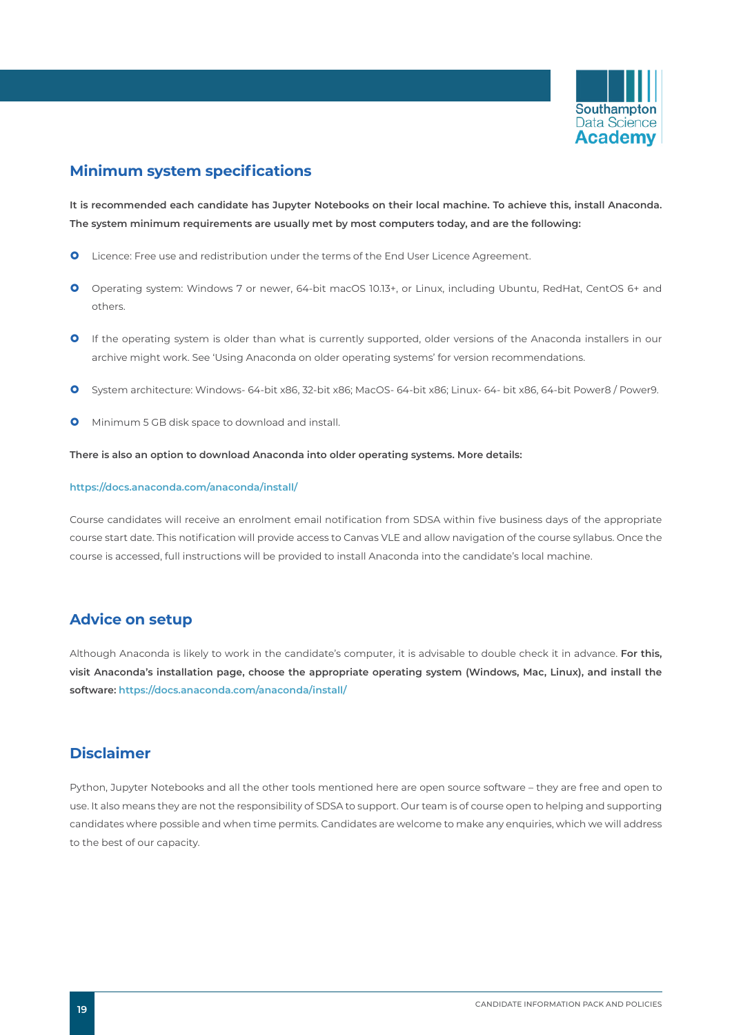## Minimum system specifications

**It is recommended each candidate has Jupyter Notebooks on their local machine. To achieve this, install Anaconda. The system minimum requirements are usually met by most computers today, and are the following:**

- Licence: Free use and redistribution under the terms of the End User Licence Agreement.
- Operating system: Windows 7 or newer, 64-bit macOS 10.13+, or Linux, including Ubuntu, RedHat, CentOS 6+ and others.
- If the operating system is older than what is currently supported, older versions of the Anaconda installers in our archive might work. See 'Using Anaconda on older operating systems' for version recommendations.
- System architecture: Windows- 64-bit x86, 32-bit x86; MacOS- 64-bit x86; Linux- 64- bit x86, 64-bit Power8 / Power9.
- Minimum 5 GB disk space to download and install.

**There is also an option to download Anaconda into older operating systems. More details:**

https://docs.anaconda.com/anaconda/install/

Course candidates will receive an enrolment email notification from SDSA within five business days of the appropriate course start date. This notification will provide access to Canvas VLE and allow navigation of the course syllabus. Once the course is accessed, full instructions will be provided to install Anaconda into the candidate's local machine.

## Advice on setup

Although Anaconda is likely to work in the candidate's computer, it is advisable to double check it in advance. **For this, visit Anaconda's installation page, choose the appropriate operating system (Windows, Mac, Linux), and install the software: https://docs.anaconda.com/anaconda/install/**

## Disclaimer

Python, Jupyter Notebooks and all the other tools mentioned here are open source software – they are free and open to use. It also means they are not the responsibility of SDSA to support. Our team is of course open to helping and supporting candidates where possible and when time permits. Candidates are welcome to make any enquiries, which we will address to the best of our capacity.